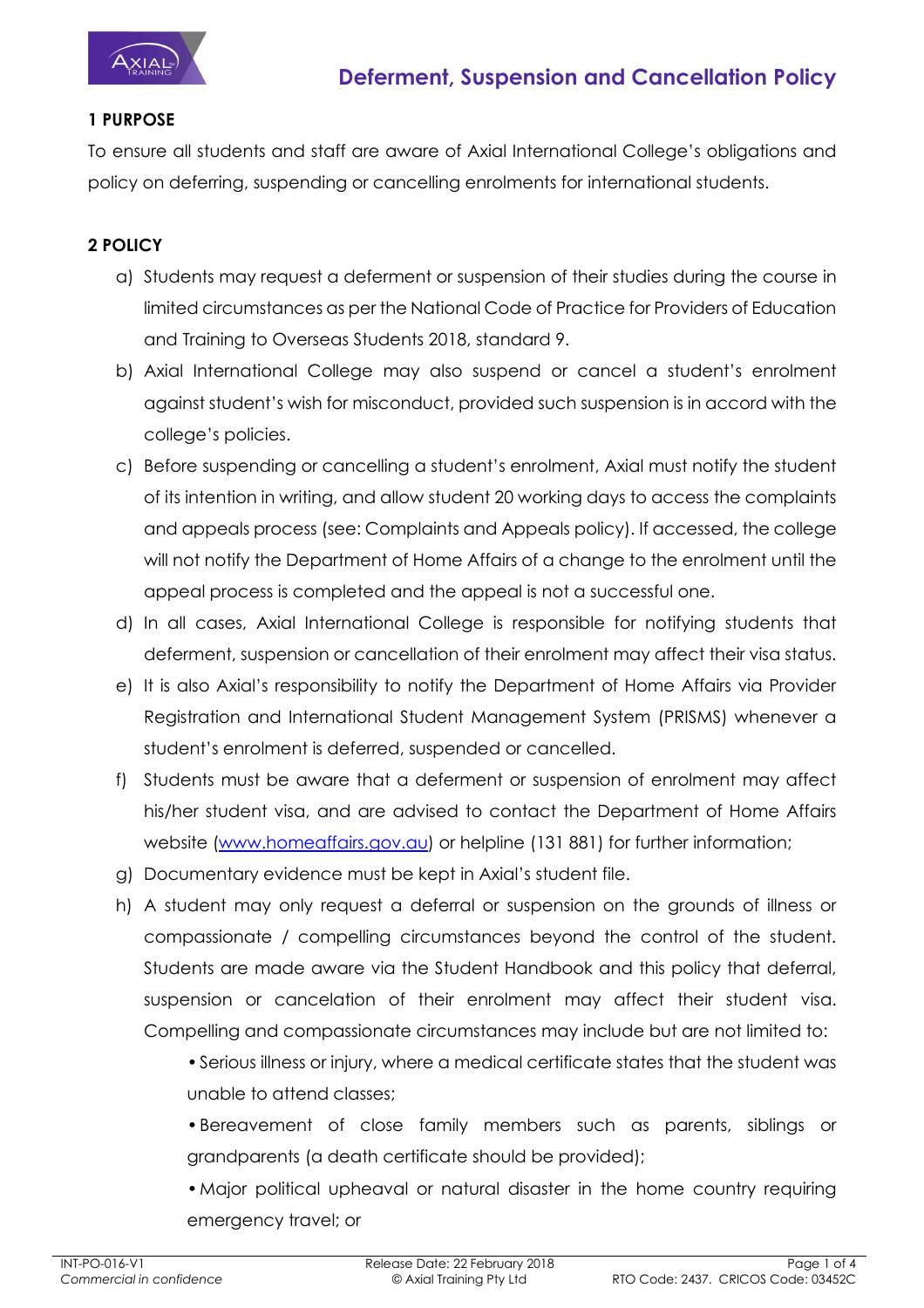# Deferment, Suspension and Cancellation Policy

**1 PURPOSE**

To ensure all students and staff are aware of Axial International College's obligations and policy on deferring, suspending or cancelling enrolments for international students.

**2 POLICY**

a) Students may request a deferment or suspension of their studies during the course in limited circumstances as per the National Code of Practice for Providers of Education and Training to Overseas Students 2018, standard 9.

b) Axial International College may also suspend or cancel a student's enrolment against student's wish for misconduct, provided such suspension is in accord with the college's policies.

c) Before suspending or cancelling a student's enrolment, Axial must notify the student of its intention in writing, and allow student 20 working days to access the complaints and appeals process (see: Complaints and Appeals policy). If accessed, the college will not notify the Department of Home Affairs of a change to the enrolment until the appeal process is completed and the appeal is not a successful one.

d) In all cases, Axial International College is responsible for notifying students that deferment, suspension or cancellation of their enrolment may affect their visa status.

e) It is also Axial's responsibility to notify the Department of Home Affairs via Provider Registration and International Student Management System (PRISMS) whenever a student's enrolment is deferred, suspended or cancelled.

f) Students must be aware that a deferment or suspension of enrolment may affect his/her student visa, and are advised to contact the Department of Home Affairs website ([www.homeaffairs.gov.au](http://www.homeaffairs.gov.au)) or helpline (131 881) for further information;

g) Documentary evidence must be kept in Axial's student file.

h) A student may only request a deferral or suspension on the grounds of illness or compassionate / compelling circumstances beyond the control of the student. Students are made aware via the Student Handbook and this policy that deferral, suspension or cancelation of their enrolment may affect their student visa. Compelling and compassionate circumstances may include but are not limited to:

- Serious illness or injury, where a medical certificate states that the student was unable to attend classes;
- Bereavement of close family members such as parents, siblings or grandparents (a death certificate should be provided);
- Major political upheaval or natural disaster in the home country requiring emergency travel; or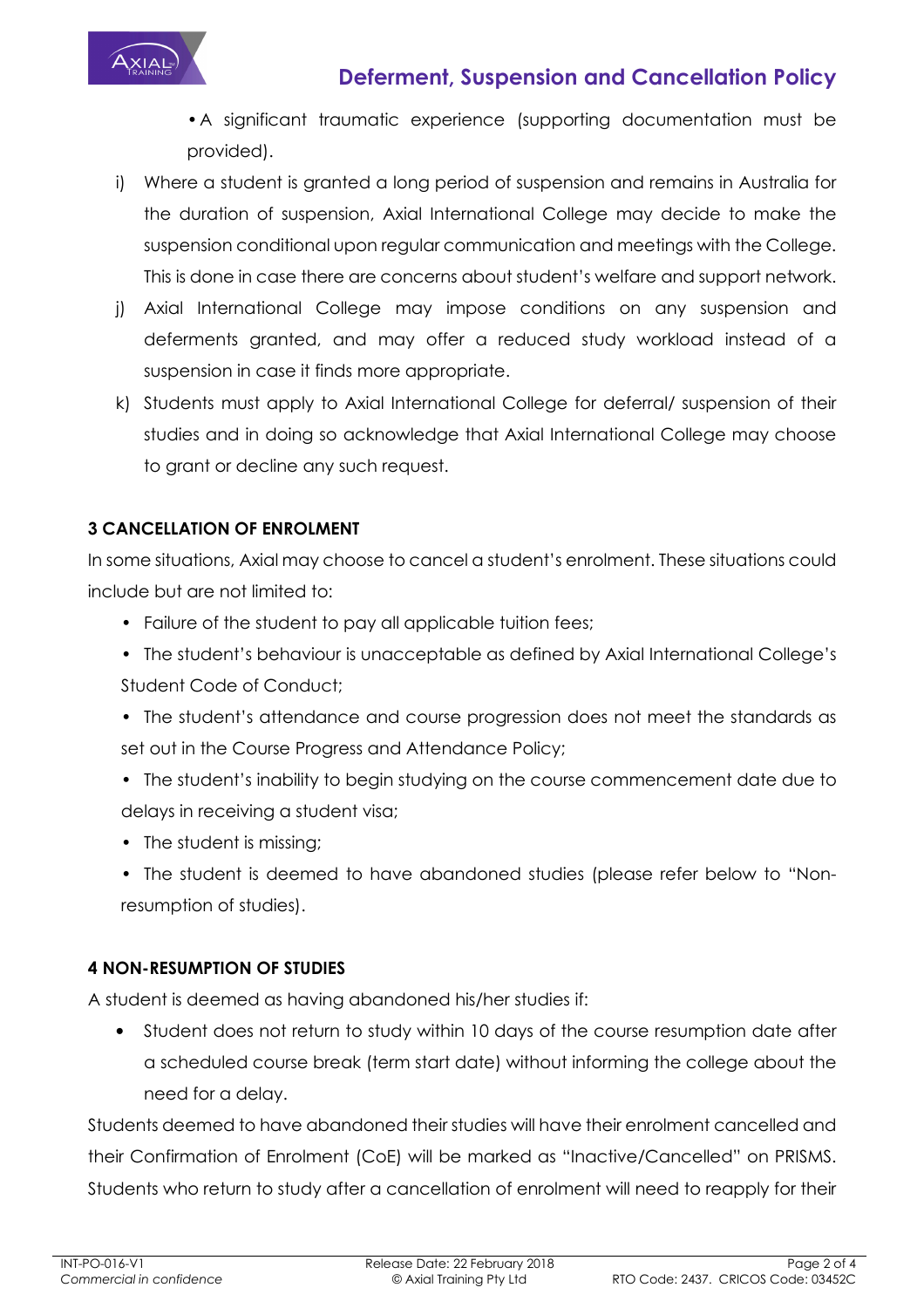- A significant traumatic experience (supporting documentation must be provided).

i) Where a student is granted a long period of suspension and remains in Australia for the duration of suspension, Axial International College may decide to make the suspension conditional upon regular communication and meetings with the College. This is done in case there are concerns about student's welfare and support network.

j) Axial International College may impose conditions on any suspension and deferments granted, and may offer a reduced study workload instead of a suspension in case it finds more appropriate.

k) Students must apply to Axial International College for deferral/ suspension of their studies and in doing so acknowledge that Axial International College may choose to grant or decline any such request.

**3 CANCELLATION OF ENROLMENT**

In some situations, Axial may choose to cancel a student's enrolment. These situations could include but are not limited to:

- Failure of the student to pay all applicable tuition fees;
- The student's behaviour is unacceptable as defined by Axial International College's Student Code of Conduct;
- The student's attendance and course progression does not meet the standards as set out in the Course Progress and Attendance Policy;
- The student's inability to begin studying on the course commencement date due to delays in receiving a student visa;
- The student is missing;
- The student is deemed to have abandoned studies (please refer below to "Non-resumption of studies).

**4 NON-RESUMPTION OF STUDIES**

A student is deemed as having abandoned his/her studies if:

- Student does not return to study within 10 days of the course resumption date after a scheduled course break (term start date) without informing the college about the need for a delay.

Students deemed to have abandoned their studies will have their enrolment cancelled and their Confirmation of Enrolment (CoE) will be marked as "Inactive/Cancelled" on PRISMS. Students who return to study after a cancellation of enrolment will need to reapply for their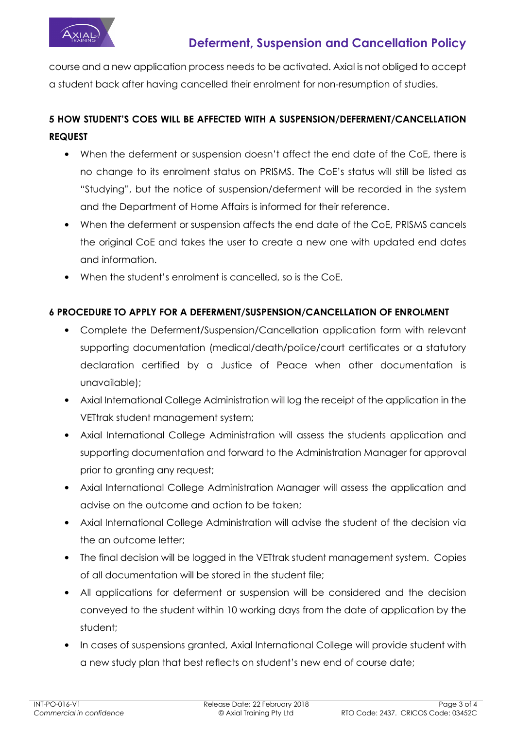course and a new application process needs to be activated. Axial is not obliged to accept a student back after having cancelled their enrolment for non-resumption of studies.

## 5 HOW STUDENT'S COES WILL BE AFFECTED WITH A SUSPENSION/DEFERMENT/CANCELLATION REQUEST

- When the deferment or suspension doesn't affect the end date of the CoE, there is no change to its enrolment status on PRISMS. The CoE's status will still be listed as "Studying", but the notice of suspension/deferment will be recorded in the system and the Department of Home Affairs is informed for their reference.
- When the deferment or suspension affects the end date of the CoE, PRISMS cancels the original CoE and takes the user to create a new one with updated end dates and information.
- When the student's enrolment is cancelled, so is the CoE.

## 6 PROCEDURE TO APPLY FOR A DEFERMENT/SUSPENSION/CANCELLATION OF ENROLMENT

- Complete the Deferment/Suspension/Cancellation application form with relevant supporting documentation (medical/death/police/court certificates or a statutory declaration certified by a Justice of Peace when other documentation is unavailable);
- Axial International College Administration will log the receipt of the application in the VETtrak student management system;
- Axial International College Administration will assess the students application and supporting documentation and forward to the Administration Manager for approval prior to granting any request;
- Axial International College Administration Manager will assess the application and advise on the outcome and action to be taken;
- Axial International College Administration will advise the student of the decision via the an outcome letter;
- The final decision will be logged in the VETtrak student management system. Copies of all documentation will be stored in the student file;
- All applications for deferment or suspension will be considered and the decision conveyed to the student within 10 working days from the date of application by the student;
- In cases of suspensions granted, Axial International College will provide student with a new study plan that best reflects on student's new end of course date;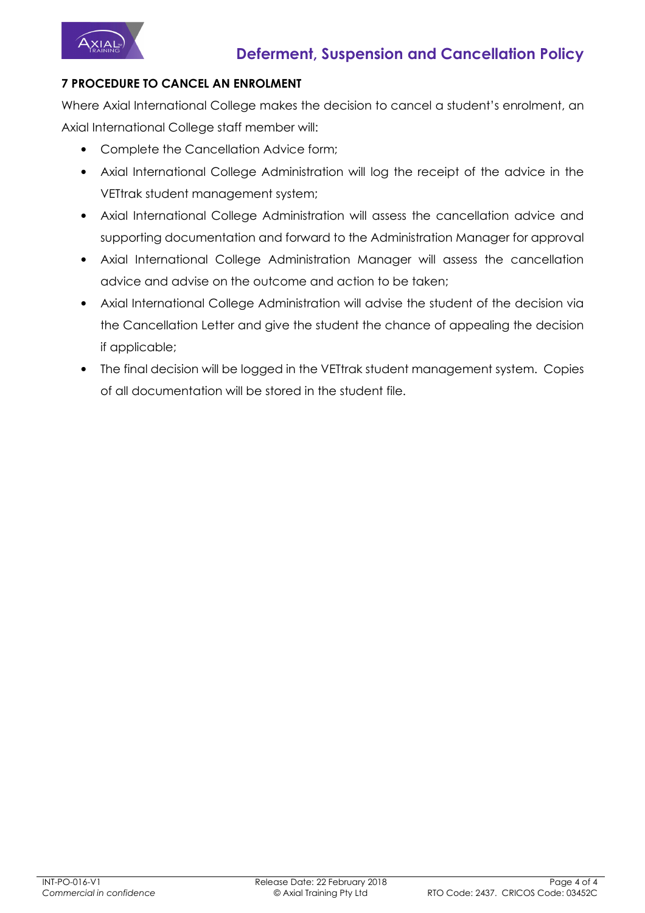## 7 PROCEDURE TO CANCEL AN ENROLMENT

Where Axial International College makes the decision to cancel a student's enrolment, an Axial International College staff member will:

- Complete the Cancellation Advice form;
- Axial International College Administration will log the receipt of the advice in the VETtrak student management system;
- Axial International College Administration will assess the cancellation advice and supporting documentation and forward to the Administration Manager for approval
- Axial International College Administration Manager will assess the cancellation advice and advise on the outcome and action to be taken;
- Axial International College Administration will advise the student of the decision via the Cancellation Letter and give the student the chance of appealing the decision if applicable;
- The final decision will be logged in the VETtrak student management system. Copies of all documentation will be stored in the student file.